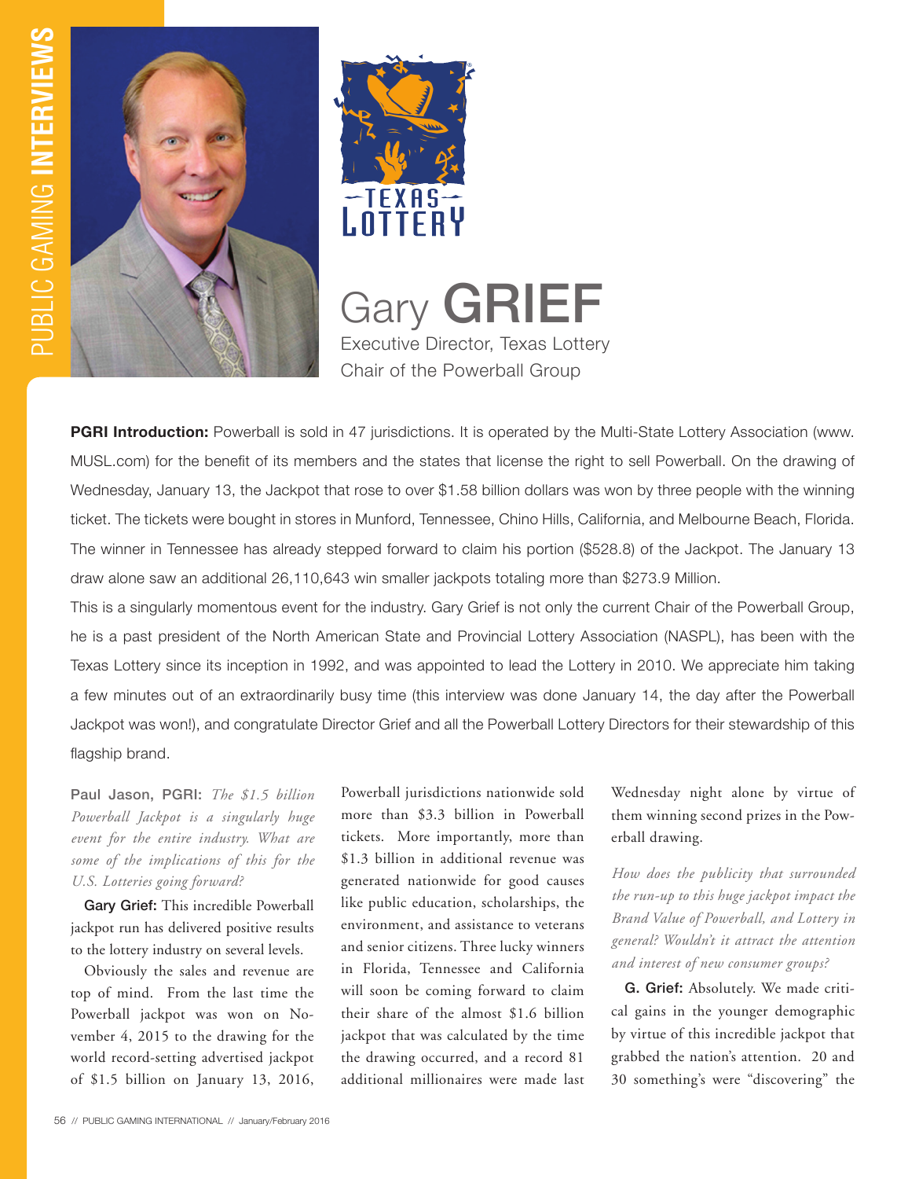# Gary GRIEF

Executive Director, Texas Lottery
Chair of the Powerball Group

**PGRI Introduction:** Powerball is sold in 47 jurisdictions. It is operated by the Multi-State Lottery Association (www.MUSL.com) for the benefit of its members and the states that license the right to sell Powerball. On the drawing of Wednesday, January 13, the Jackpot that rose to over $1.58 billion dollars was won by three people with the winning ticket. The tickets were bought in stores in Munford, Tennessee, Chino Hills, California, and Melbourne Beach, Florida. The winner in Tennessee has already stepped forward to claim his portion ($528.8) of the Jackpot. The January 13 draw alone saw an additional 26,110,643 win smaller jackpots totaling more than $273.9 Million.

This is a singularly momentous event for the industry. Gary Grief is not only the current Chair of the Powerball Group, he is a past president of the North American State and Provincial Lottery Association (NASPL), has been with the Texas Lottery since its inception in 1992, and was appointed to lead the Lottery in 2010. We appreciate him taking a few minutes out of an extraordinarily busy time (this interview was done January 14, the day after the Powerball Jackpot was won!), and congratulate Director Grief and all the Powerball Lottery Directors for their stewardship of this flagship brand.

**Paul Jason, PGRI:** *The $1.5 billion Powerball Jackpot is a singularly huge event for the entire industry. What are some of the implications of this for the U.S. Lotteries going forward?*

**Gary Grief:** This incredible Powerball jackpot run has delivered positive results to the lottery industry on several levels.

Obviously the sales and revenue are top of mind. From the last time the Powerball jackpot was won on November 4, 2015 to the drawing for the world record-setting advertised jackpot of $1.5 billion on January 13, 2016, Powerball jurisdictions nationwide sold more than $3.3 billion in Powerball tickets. More importantly, more than $1.3 billion in additional revenue was generated nationwide for good causes like public education, scholarships, the environment, and assistance to veterans and senior citizens. Three lucky winners in Florida, Tennessee and California will soon be coming forward to claim their share of the almost $1.6 billion jackpot that was calculated by the time the drawing occurred, and a record 81 additional millionaires were made last Wednesday night alone by virtue of them winning second prizes in the Powerball drawing.

*How does the publicity that surrounded the run-up to this huge jackpot impact the Brand Value of Powerball, and Lottery in general? Wouldn't it attract the attention and interest of new consumer groups?*

**G. Grief:** Absolutely. We made critical gains in the younger demographic by virtue of this incredible jackpot that grabbed the nation's attention. 20 and 30 something's were "discovering" the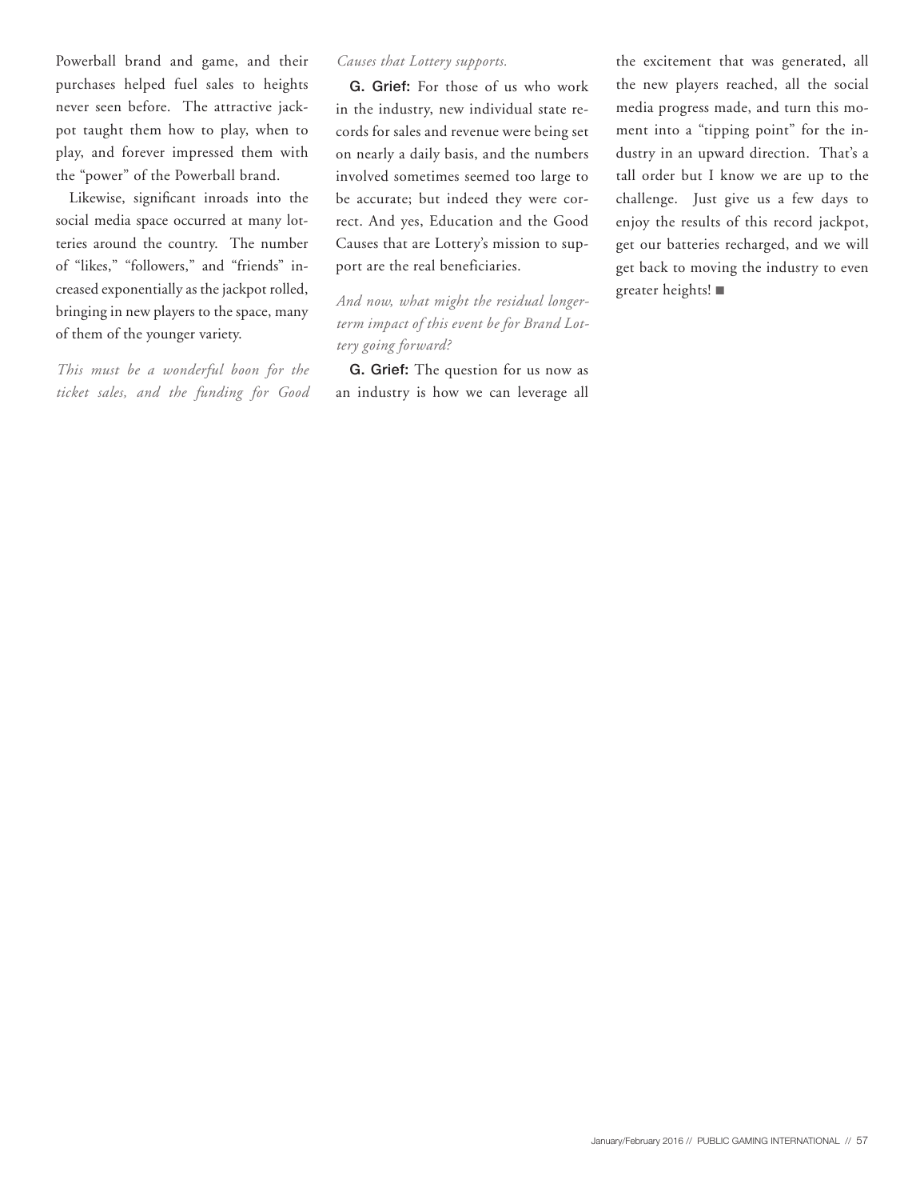Powerball brand and game, and their purchases helped fuel sales to heights never seen before. The attractive jackpot taught them how to play, when to play, and forever impressed them with the "power" of the Powerball brand.

Likewise, significant inroads into the social media space occurred at many lotteries around the country. The number of "likes," "followers," and "friends" increased exponentially as the jackpot rolled, bringing in new players to the space, many of them of the younger variety.

*This must be a wonderful boon for the ticket sales, and the funding for Good Causes that Lottery supports.*

**G. Grief:** For those of us who work in the industry, new individual state records for sales and revenue were being set on nearly a daily basis, and the numbers involved sometimes seemed too large to be accurate; but indeed they were correct. And yes, Education and the Good Causes that are Lottery's mission to support are the real beneficiaries.

*And now, what might the residual longer-term impact of this event be for Brand Lottery going forward?*

**G. Grief:** The question for us now as an industry is how we can leverage all the excitement that was generated, all the new players reached, all the social media progress made, and turn this moment into a "tipping point" for the industry in an upward direction. That's a tall order but I know we are up to the challenge. Just give us a few days to enjoy the results of this record jackpot, get our batteries recharged, and we will get back to moving the industry to even greater heights! ■